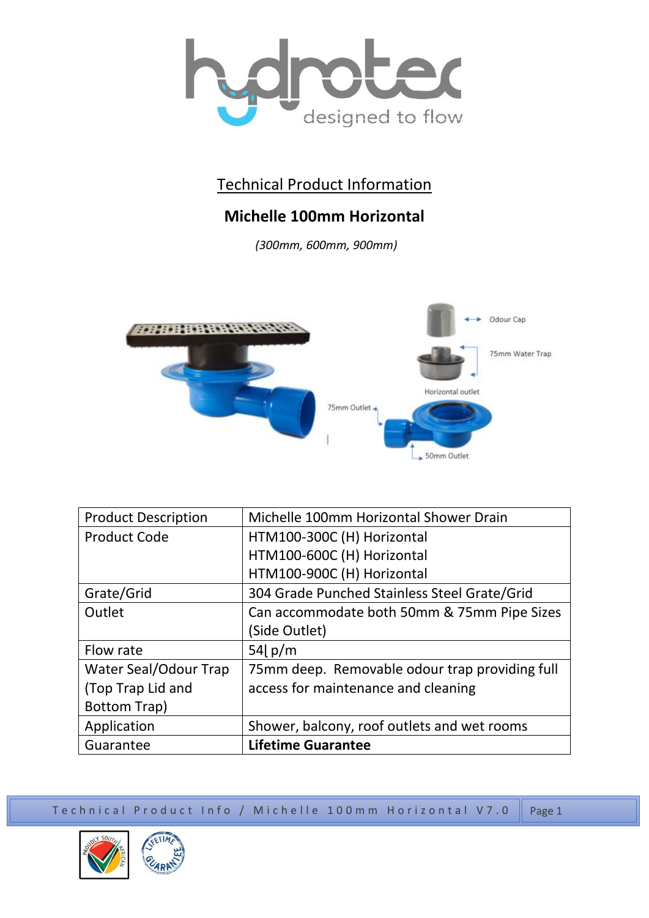# Technical Product Information

## Michelle 100mm Horizontal

*(300mm, 600mm, 900mm)*

| Product Description | Michelle 100mm Horizontal Shower Drain |
|---|---|
| Product Code | HTM100-300C (H) Horizontal<br>HTM100-600C (H) Horizontal<br>HTM100-900C (H) Horizontal |
| Grate/Grid | 304 Grade Punched Stainless Steel Grate/Grid |
| Outlet | Can accommodate both 50mm & 75mm Pipe Sizes (Side Outlet) |
| Flow rate | 54ℓ p/m |
| Water Seal/Odour Trap (Top Trap Lid and Bottom Trap) | 75mm deep. Removable odour trap providing full access for maintenance and cleaning |
| Application | Shower, balcony, roof outlets and wet rooms |
| Guarantee | **Lifetime Guarantee** |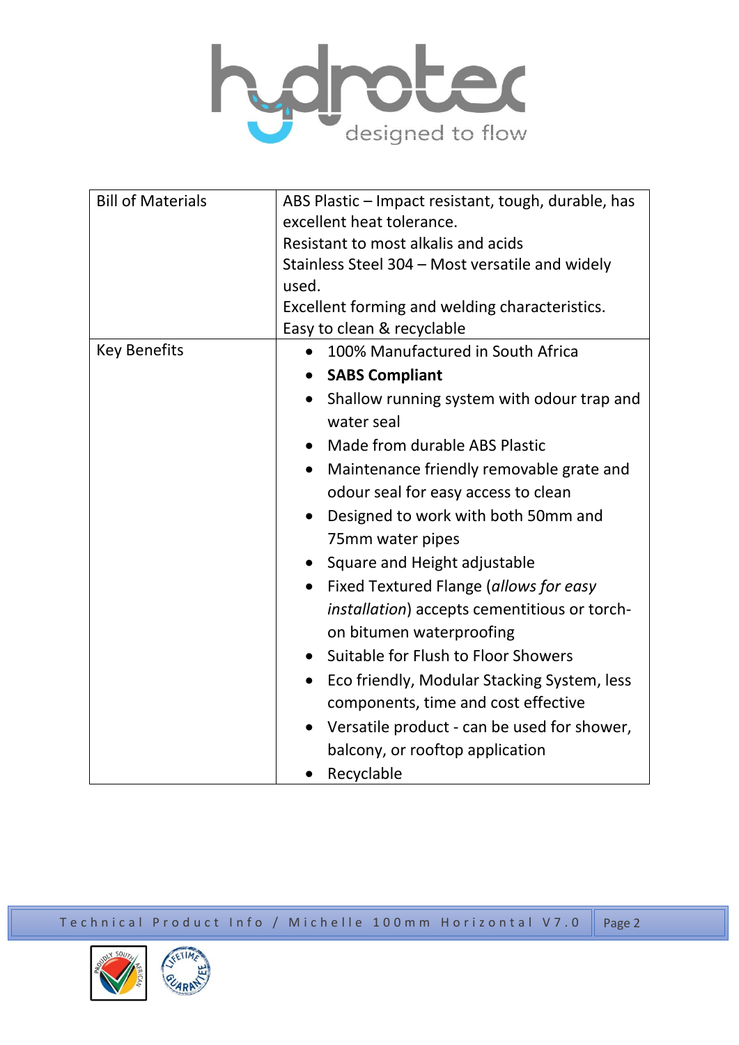| | |
|---|---|
| Bill of Materials | ABS Plastic – Impact resistant, tough, durable, has excellent heat tolerance.<br>Resistant to most alkalis and acids<br>Stainless Steel 304 – Most versatile and widely used.<br>Excellent forming and welding characteristics.<br>Easy to clean & recyclable |
| Key Benefits | • 100% Manufactured in South Africa<br>• **SABS Compliant**<br>• Shallow running system with odour trap and water seal<br>• Made from durable ABS Plastic<br>• Maintenance friendly removable grate and odour seal for easy access to clean<br>• Designed to work with both 50mm and 75mm water pipes<br>• Square and Height adjustable<br>• Fixed Textured Flange (*allows for easy installation*) accepts cementitious or torch-on bitumen waterproofing<br>• Suitable for Flush to Floor Showers<br>• Eco friendly, Modular Stacking System, less components, time and cost effective<br>• Versatile product - can be used for shower, balcony, or rooftop application<br>• Recyclable |